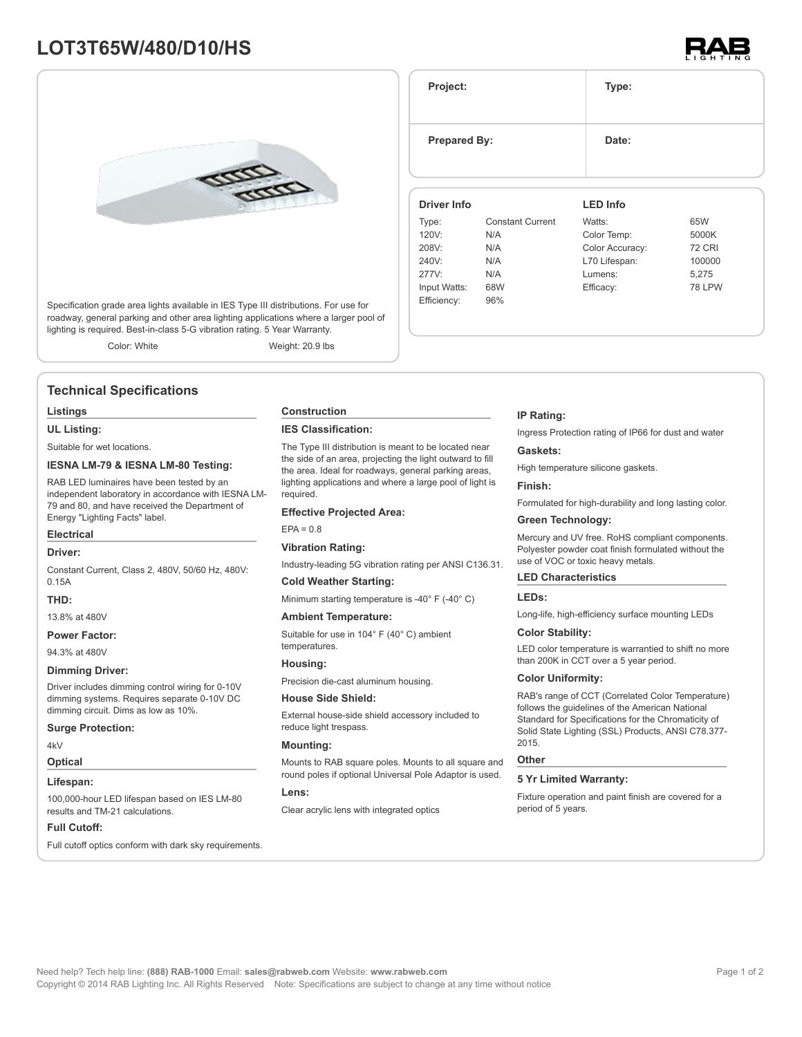# LOT3T65W/480/D10/HS

RAB LIGHTING

Specification grade area lights available in IES Type III distributions. For use for roadway, general parking and other area lighting applications where a larger pool of lighting is required. Best-in-class 5-G vibration rating. 5 Year Warranty.

Color: White　　Weight: 20.9 lbs

| Project: | Type: |
|---|---|
| **Prepared By:** | **Date:** |

| Driver Info | | LED Info | |
|---|---|---|---|
| Type: | Constant Current | Watts: | 65W |
| 120V: | N/A | Color Temp: | 5000K |
| 208V: | N/A | Color Accuracy: | 72 CRI |
| 240V: | N/A | L70 Lifespan: | 100000 |
| 277V: | N/A | Lumens: | 5,275 |
| Input Watts: | 68W | Efficacy: | 78 LPW |
| Efficiency: | 96% | | |

## Technical Specifications

### Listings

**UL Listing:**

Suitable for wet locations.

**IESNA LM-79 & IESNA LM-80 Testing:**

RAB LED luminaires have been tested by an independent laboratory in accordance with IESNA LM-79 and 80, and have received the Department of Energy "Lighting Facts" label.

### Electrical

**Driver:**

Constant Current, Class 2, 480V, 50/60 Hz, 480V: 0.15A

**THD:**

13.8% at 480V

**Power Factor:**

94.3% at 480V

**Dimming Driver:**

Driver includes dimming control wiring for 0-10V dimming systems. Requires separate 0-10V DC dimming circuit. Dims as low as 10%.

**Surge Protection:**

4kV

### Optical

**Lifespan:**

100,000-hour LED lifespan based on IES LM-80 results and TM-21 calculations.

**Full Cutoff:**

Full cutoff optics conform with dark sky requirements.

### Construction

**IES Classification:**

The Type III distribution is meant to be located near the side of an area, projecting the light outward to fill the area. Ideal for roadways, general parking areas, lighting applications and where a large pool of light is required.

**Effective Projected Area:**

EPA = 0.8

**Vibration Rating:**

Industry-leading 5G vibration rating per ANSI C136.31.

**Cold Weather Starting:**

Minimum starting temperature is -40° F (-40° C)

**Ambient Temperature:**

Suitable for use in 104° F (40° C) ambient temperatures.

**Housing:**

Precision die-cast aluminum housing.

**House Side Shield:**

External house-side shield accessory included to reduce light trespass.

**Mounting:**

Mounts to RAB square poles. Mounts to all square and round poles if optional Universal Pole Adaptor is used.

**Lens:**

Clear acrylic lens with integrated optics

**IP Rating:**

Ingress Protection rating of IP66 for dust and water

**Gaskets:**

High temperature silicone gaskets.

**Finish:**

Formulated for high-durability and long lasting color.

**Green Technology:**

Mercury and UV free. RoHS compliant components. Polyester powder coat finish formulated without the use of VOC or toxic heavy metals.

### LED Characteristics

**LEDs:**

Long-life, high-efficiency surface mounting LEDs

**Color Stability:**

LED color temperature is warrantied to shift no more than 200K in CCT over a 5 year period.

**Color Uniformity:**

RAB's range of CCT (Correlated Color Temperature) follows the guidelines of the American National Standard for Specifications for the Chromaticity of Solid State Lighting (SSL) Products, ANSI C78.377-2015.

### Other

**5 Yr Limited Warranty:**

Fixture operation and paint finish are covered for a period of 5 years.

Need help? Tech help line: **(888) RAB-1000** Email: **sales@rabweb.com** Website: **www.rabweb.com**
Copyright © 2014 RAB Lighting Inc. All Rights Reserved　Note: Specifications are subject to change at any time without notice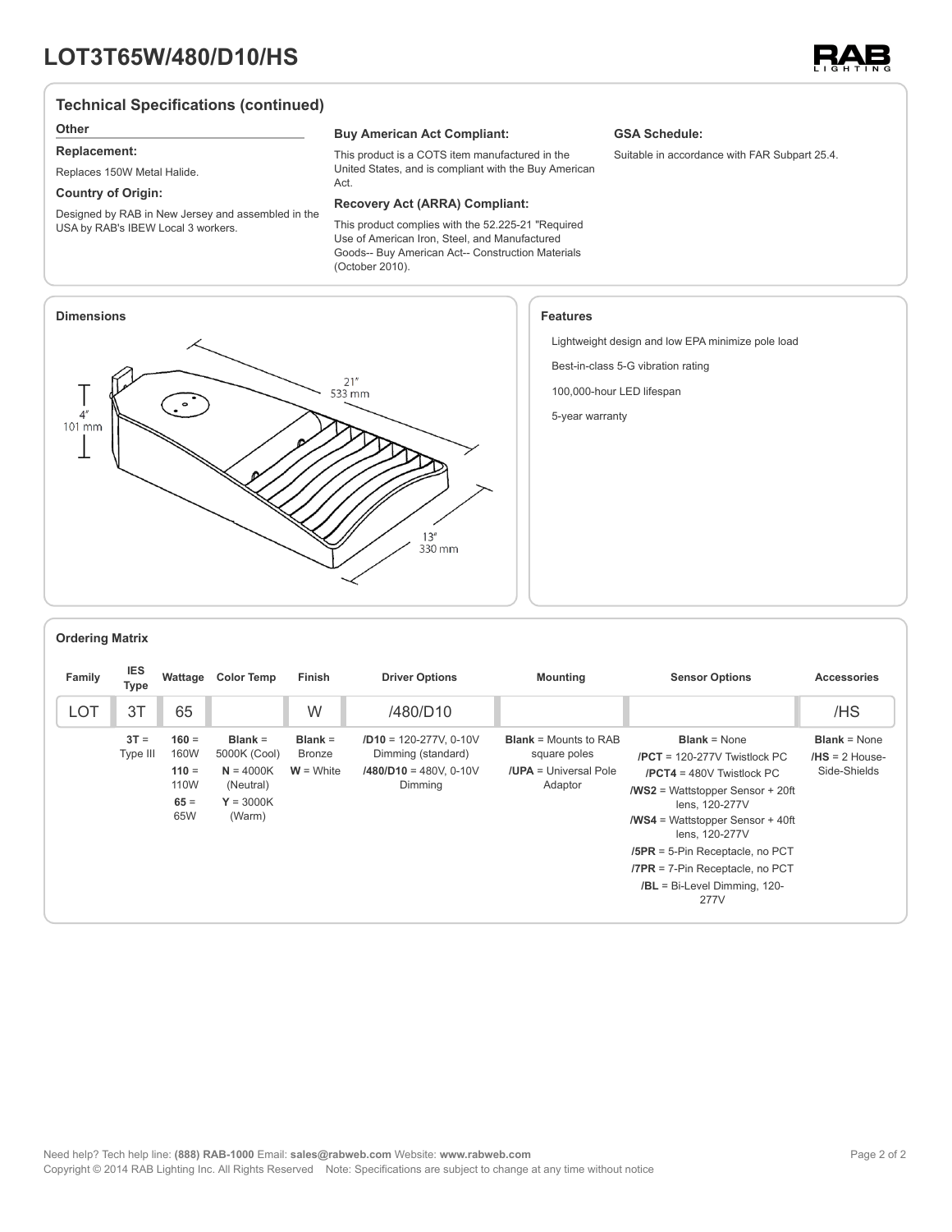# LOT3T65W/480/D10/HS

## Technical Specifications (continued)

### Other

**Replacement:**

Replaces 150W Metal Halide.

**Country of Origin:**

Designed by RAB in New Jersey and assembled in the USA by RAB's IBEW Local 3 workers.

**Buy American Act Compliant:**

This product is a COTS item manufactured in the United States, and is compliant with the Buy American Act.

**Recovery Act (ARRA) Compliant:**

This product complies with the 52.225-21 "Required Use of American Iron, Steel, and Manufactured Goods-- Buy American Act-- Construction Materials (October 2010).

**GSA Schedule:**

Suitable in accordance with FAR Subpart 25.4.

## Dimensions

4"
101 mm

21"
533 mm

13"
330 mm

## Features

Lightweight design and low EPA minimize pole load

Best-in-class 5-G vibration rating

100,000-hour LED lifespan

5-year warranty

## Ordering Matrix

| Family | IES Type | Wattage | Color Temp | Finish | Driver Options | Mounting | Sensor Options | Accessories |
|---|---|---|---|---|---|---|---|---|
| LOT | 3T | 65 | | W | /480/D10 | | | /HS |
| | **3T** = Type III | **160** = 160W<br>**110** = 110W<br>**65** = 65W | **Blank** = 5000K (Cool)<br>**N** = 4000K (Neutral)<br>**Y** = 3000K (Warm) | **Blank** = Bronze<br>**W** = White | **/D10** = 120-277V, 0-10V Dimming (standard)<br>**/480/D10** = 480V, 0-10V Dimming | **Blank** = Mounts to RAB square poles<br>**/UPA** = Universal Pole Adaptor | **Blank** = None<br>**/PCT** = 120-277V Twistlock PC<br>**/PCT4** = 480V Twistlock PC<br>**/WS2** = Wattstopper Sensor + 20ft lens, 120-277V<br>**/WS4** = Wattstopper Sensor + 40ft lens, 120-277V<br>**/5PR** = 5-Pin Receptacle, no PCT<br>**/7PR** = 7-Pin Receptacle, no PCT<br>**/BL** = Bi-Level Dimming, 120-277V | **Blank** = None<br>**/HS** = 2 House-Side-Shields |

Need help? Tech help line: **(888) RAB-1000** Email: **sales@rabweb.com** Website: **www.rabweb.com**
Copyright © 2014 RAB Lighting Inc. All Rights Reserved Note: Specifications are subject to change at any time without notice